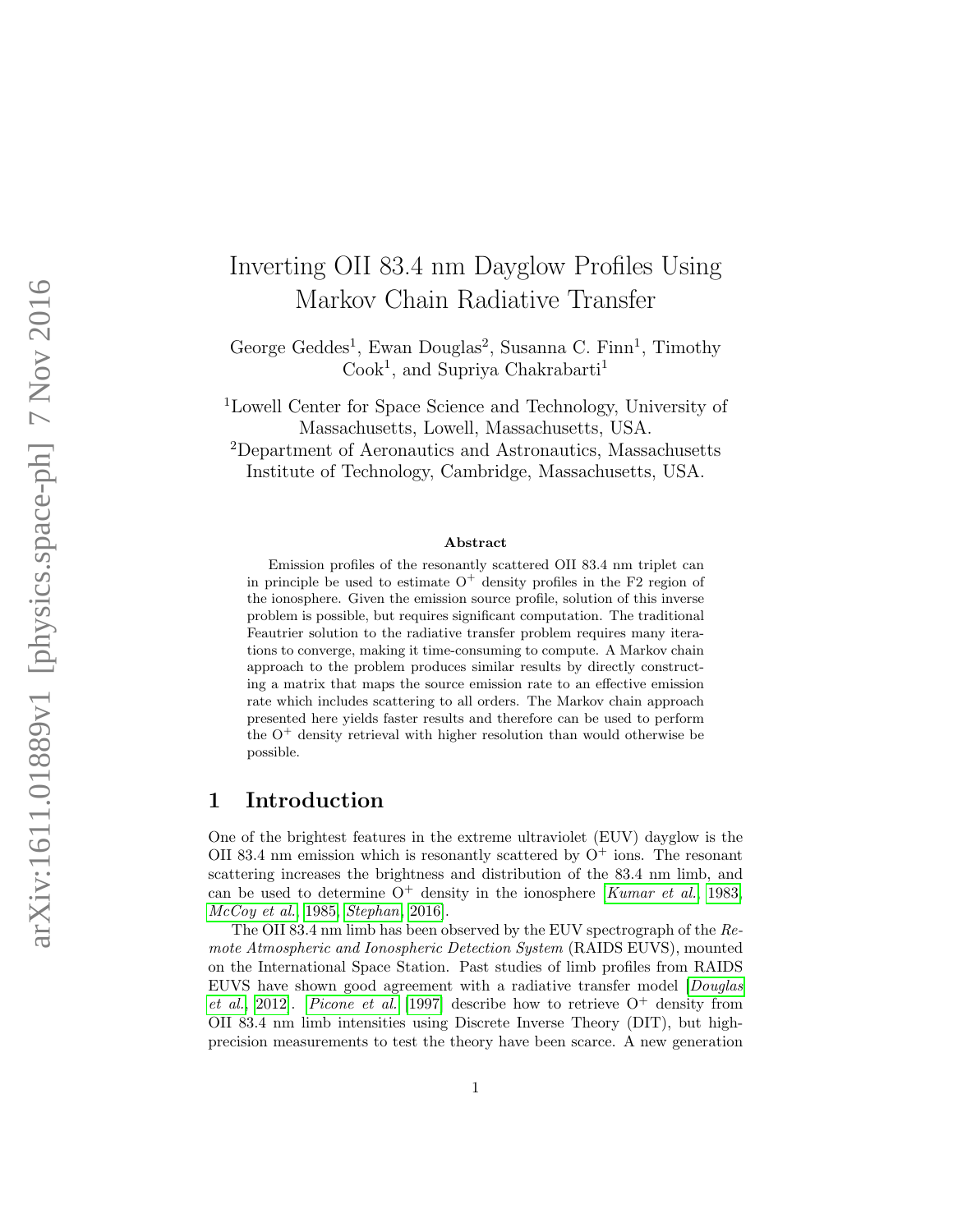# Inverting OII 83.4 nm Dayglow Profiles Using Markov Chain Radiative Transfer

George Geddes[1], Ewan Douglas[2], Susanna C. Finn[1], Timothy Cook[1], and Supriya Chakrabarti[1]

[1]Lowell Center for Space Science and Technology, University of Massachusetts, Lowell, Massachusetts, USA.

[2]Department of Aeronautics and Astronautics, Massachusetts Institute of Technology, Cambridge, Massachusetts, USA.

### Abstract

Emission profiles of the resonantly scattered OII 83.4 nm triplet can in principle be used to estimate $O^+$ density profiles in the F2 region of the ionosphere. Given the emission source profile, solution of this inverse problem is possible, but requires significant computation. The traditional Feautrier solution to the radiative transfer problem requires many iterations to converge, making it time-consuming to compute. A Markov chain approach to the problem produces similar results by directly constructing a matrix that maps the source emission rate to an effective emission rate which includes scattering to all orders. The Markov chain approach presented here yields faster results and therefore can be used to perform the $O^+$ density retrieval with higher resolution than would otherwise be possible.

## 1 Introduction

One of the brightest features in the extreme ultraviolet (EUV) dayglow is the OII 83.4 nm emission which is resonantly scattered by $O^+$ ions. The resonant scattering increases the brightness and distribution of the 83.4 nm limb, and can be used to determine $O^+$ density in the ionosphere [*Kumar et al.*, 1983, *McCoy et al.*, 1985, *Stephan*, 2016].

The OII 83.4 nm limb has been observed by the EUV spectrograph of the *Remote Atmospheric and Ionospheric Detection System* (RAIDS EUVS), mounted on the International Space Station. Past studies of limb profiles from RAIDS EUVS have shown good agreement with a radiative transfer model [*Douglas et al.*, 2012]. *Picone et al.* [1997] describe how to retrieve $O^+$ density from OII 83.4 nm limb intensities using Discrete Inverse Theory (DIT), but high-precision measurements to test the theory have been scarce. A new generation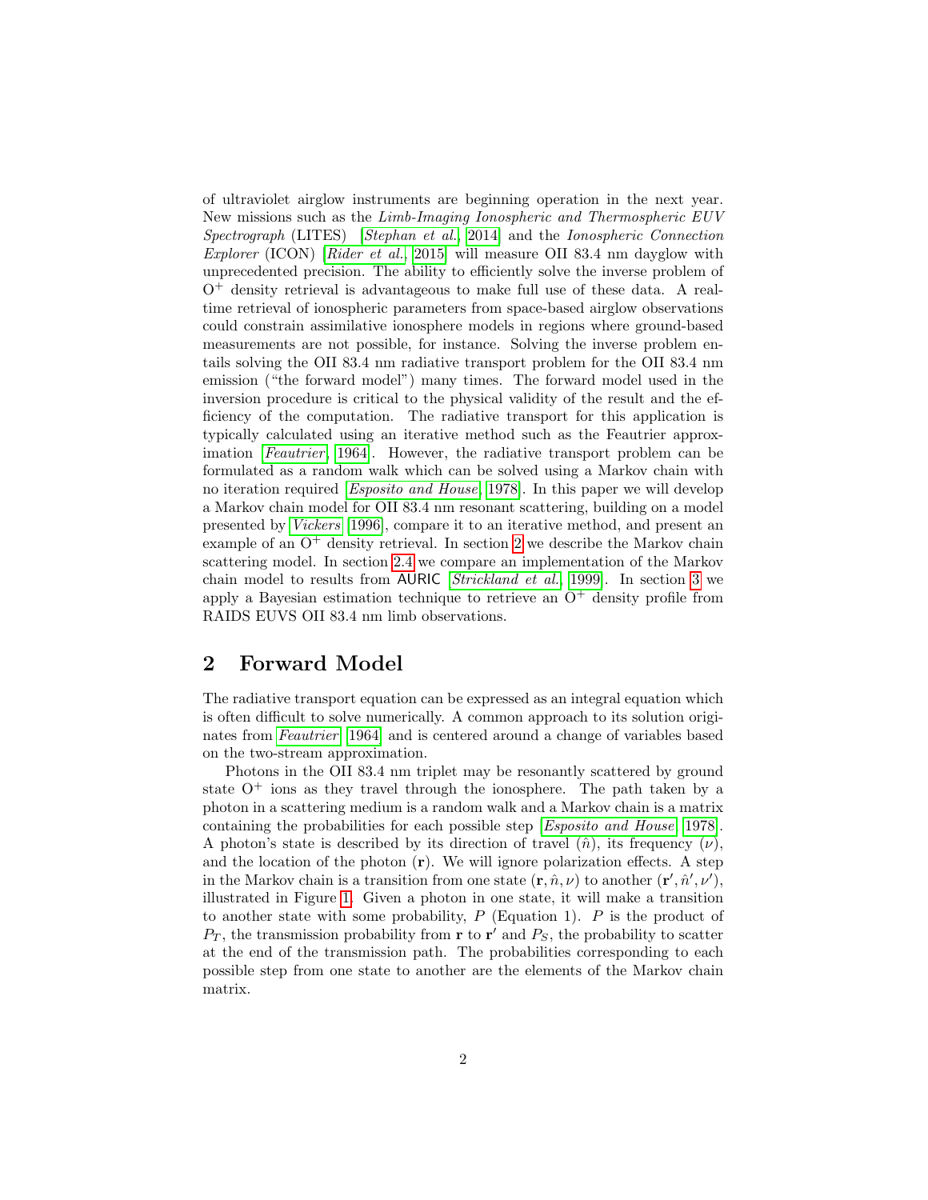of ultraviolet airglow instruments are beginning operation in the next year. New missions such as the *Limb-Imaging Ionospheric and Thermospheric EUV Spectrograph* (LITES) [*Stephan et al.*, 2014] and the *Ionospheric Connection Explorer* (ICON) [*Rider et al.*, 2015] will measure OII 83.4 nm dayglow with unprecedented precision. The ability to efficiently solve the inverse problem of $O^+$ density retrieval is advantageous to make full use of these data. A real-time retrieval of ionospheric parameters from space-based airglow observations could constrain assimilative ionosphere models in regions where ground-based measurements are not possible, for instance. Solving the inverse problem entails solving the OII 83.4 nm radiative transport problem for the OII 83.4 nm emission ("the forward model") many times. The forward model used in the inversion procedure is critical to the physical validity of the result and the efficiency of the computation. The radiative transport for this application is typically calculated using an iterative method such as the Feautrier approximation [*Feautrier*, 1964]. However, the radiative transport problem can be formulated as a random walk which can be solved using a Markov chain with no iteration required [*Esposito and House*, 1978]. In this paper we will develop a Markov chain model for OII 83.4 nm resonant scattering, building on a model presented by [*Vickers*, 1996], compare it to an iterative method, and present an example of an $O^+$ density retrieval. In section 2 we describe the Markov chain scattering model. In section 2.4 we compare an implementation of the Markov chain model to results from AURIC [*Strickland et al.*, 1999]. In section 3 we apply a Bayesian estimation technique to retrieve an $O^+$ density profile from RAIDS EUVS OII 83.4 nm limb observations.

## 2 Forward Model

The radiative transport equation can be expressed as an integral equation which is often difficult to solve numerically. A common approach to its solution originates from [*Feautrier*, 1964] and is centered around a change of variables based on the two-stream approximation.

Photons in the OII 83.4 nm triplet may be resonantly scattered by ground state $O^+$ ions as they travel through the ionosphere. The path taken by a photon in a scattering medium is a random walk and a Markov chain is a matrix containing the probabilities for each possible step [*Esposito and House*, 1978]. A photon's state is described by its direction of travel ($\hat{n}$), its frequency ($\nu$), and the location of the photon ($\mathbf{r}$). We will ignore polarization effects. A step in the Markov chain is a transition from one state $(\mathbf{r}, \hat{n}, \nu)$ to another $(\mathbf{r}', \hat{n}', \nu')$, illustrated in Figure 1. Given a photon in one state, it will make a transition to another state with some probability, $P$ (Equation 1). $P$ is the product of $P_T$, the transmission probability from $\mathbf{r}$ to $\mathbf{r}'$ and $P_S$, the probability to scatter at the end of the transmission path. The probabilities corresponding to each possible step from one state to another are the elements of the Markov chain matrix.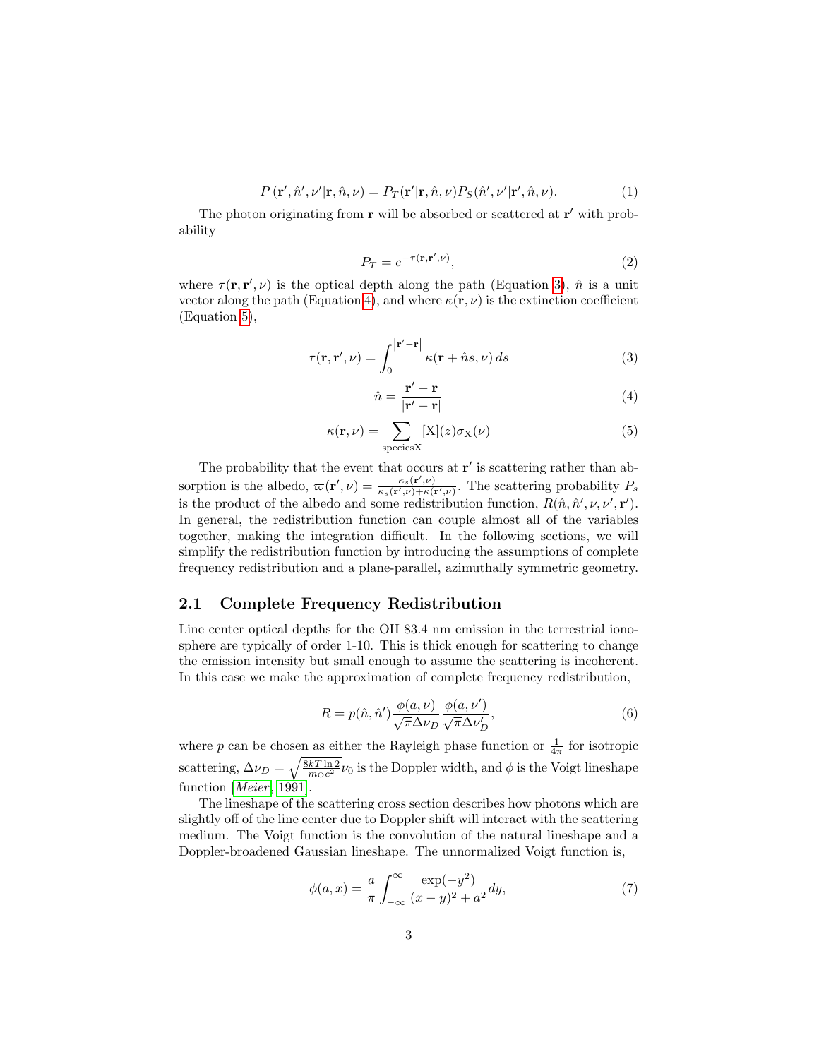$$P(\mathbf{r}', \hat{n}', \nu'|\mathbf{r}, \hat{n}, \nu) = P_T(\mathbf{r}'|\mathbf{r}, \hat{n}, \nu) P_S(\hat{n}', \nu'|\mathbf{r}', \hat{n}, \nu). \tag{1}$$

The photon originating from $\mathbf{r}$ will be absorbed or scattered at $\mathbf{r}'$ with probability

$$P_T = e^{-\tau(\mathbf{r}, \mathbf{r}', \nu)}, \tag{2}$$

where $\tau(\mathbf{r}, \mathbf{r}', \nu)$ is the optical depth along the path (Equation 3), $\hat{n}$ is a unit vector along the path (Equation 4), and where $\kappa(\mathbf{r}, \nu)$ is the extinction coefficient (Equation 5),

$$\tau(\mathbf{r}, \mathbf{r}', \nu) = \int_0^{|\mathbf{r}'-\mathbf{r}|} \kappa(\mathbf{r} + \hat{n}s, \nu)\, ds \tag{3}$$

$$\hat{n} = \frac{\mathbf{r}' - \mathbf{r}}{|\mathbf{r}' - \mathbf{r}|} \tag{4}$$

$$\kappa(\mathbf{r}, \nu) = \sum_{\text{speciesX}} [\text{X}](z) \sigma_{\text{X}}(\nu) \tag{5}$$

The probability that the event that occurs at $\mathbf{r}'$ is scattering rather than absorption is the albedo, $\varpi(\mathbf{r}', \nu) = \frac{\kappa_s(\mathbf{r}', \nu)}{\kappa_s(\mathbf{r}', \nu) + \kappa(\mathbf{r}', \nu)}$. The scattering probability $P_s$ is the product of the albedo and some redistribution function, $R(\hat{n}, \hat{n}', \nu, \nu', \mathbf{r}')$. In general, the redistribution function can couple almost all of the variables together, making the integration difficult. In the following sections, we will simplify the redistribution function by introducing the assumptions of complete frequency redistribution and a plane-parallel, azimuthally symmetric geometry.

## 2.1 Complete Frequency Redistribution

Line center optical depths for the OII 83.4 nm emission in the terrestrial ionosphere are typically of order 1-10. This is thick enough for scattering to change the emission intensity but small enough to assume the scattering is incoherent. In this case we make the approximation of complete frequency redistribution,

$$R = p(\hat{n}, \hat{n}') \frac{\phi(a, \nu)}{\sqrt{\pi} \Delta\nu_D} \frac{\phi(a, \nu')}{\sqrt{\pi} \Delta\nu_D'}, \tag{6}$$

where $p$ can be chosen as either the Rayleigh phase function or $\frac{1}{4\pi}$ for isotropic scattering, $\Delta\nu_D = \sqrt{\frac{8kT \ln 2}{m_O c^2}} \nu_0$ is the Doppler width, and $\phi$ is the Voigt lineshape function [*Meier*, 1991].

The lineshape of the scattering cross section describes how photons which are slightly off of the line center due to Doppler shift will interact with the scattering medium. The Voigt function is the convolution of the natural lineshape and a Doppler-broadened Gaussian lineshape. The unnormalized Voigt function is,

$$\phi(a, x) = \frac{a}{\pi} \int_{-\infty}^{\infty} \frac{\exp(-y^2)}{(x - y)^2 + a^2} dy, \tag{7}$$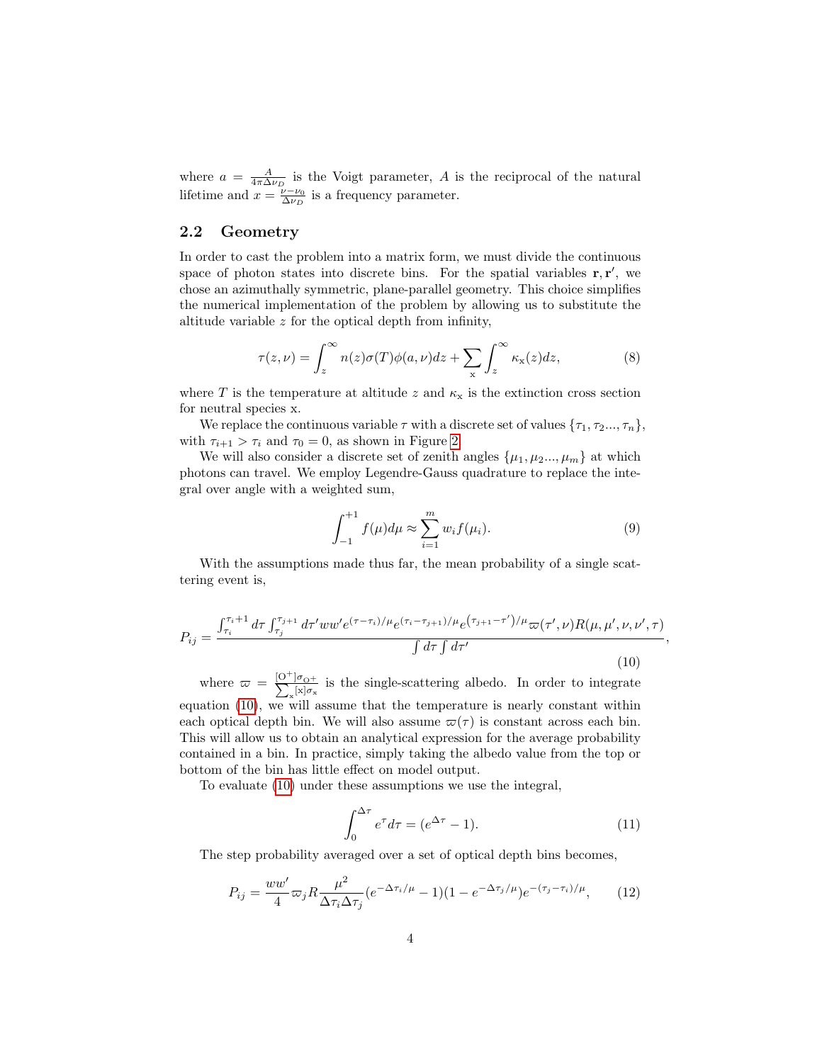where $a = \frac{A}{4\pi\Delta\nu_D}$ is the Voigt parameter, $A$ is the reciprocal of the natural lifetime and $x = \frac{\nu-\nu_0}{\Delta\nu_D}$ is a frequency parameter.

### 2.2 Geometry

In order to cast the problem into a matrix form, we must divide the continuous space of photon states into discrete bins. For the spatial variables $\mathbf{r}, \mathbf{r'}$, we chose an azimuthally symmetric, plane-parallel geometry. This choice simplifies the numerical implementation of the problem by allowing us to substitute the altitude variable $z$ for the optical depth from infinity,

$$\tau(z,\nu) = \int_z^\infty n(z)\sigma(T)\phi(a,\nu)dz + \sum_{\mathrm{x}} \int_z^\infty \kappa_{\mathrm{x}}(z)dz, \tag{8}$$

where $T$ is the temperature at altitude $z$ and $\kappa_{\mathrm{x}}$ is the extinction cross section for neutral species x.

We replace the continuous variable $\tau$ with a discrete set of values $\{\tau_1, \tau_2..., \tau_n\}$, with $\tau_{i+1} > \tau_i$ and $\tau_0 = 0$, as shown in Figure 2.

We will also consider a discrete set of zenith angles $\{\mu_1, \mu_2..., \mu_m\}$ at which photons can travel. We employ Legendre-Gauss quadrature to replace the integral over angle with a weighted sum,

$$\int_{-1}^{+1} f(\mu)d\mu \approx \sum_{i=1}^{m} w_i f(\mu_i). \tag{9}$$

With the assumptions made thus far, the mean probability of a single scattering event is,

$$P_{ij} = \frac{\int_{\tau_i}^{\tau_i+1} d\tau \int_{\tau_j}^{\tau_{j+1}} d\tau' ww' e^{(\tau-\tau_i)/\mu} e^{(\tau_i - \tau_{j+1})/\mu} e^{\left(\tau_{j+1}-\tau'\right)/\mu} \varpi(\tau',\nu) R(\mu,\mu',\nu,\nu',\tau)}{\int d\tau \int d\tau'}, \tag{10}$$

where $\varpi = \frac{[\mathrm{O}^+]\sigma_{\mathrm{O}+}}{\sum_{\mathrm{x}}[\mathrm{x}]\sigma_{\mathrm{x}}}$ is the single-scattering albedo. In order to integrate equation (10), we will assume that the temperature is nearly constant within each optical depth bin. We will also assume $\varpi(\tau)$ is constant across each bin. This will allow us to obtain an analytical expression for the average probability contained in a bin. In practice, simply taking the albedo value from the top or bottom of the bin has little effect on model output.

To evaluate (10) under these assumptions we use the integral,

$$\int_0^{\Delta\tau} e^{\tau} d\tau = (e^{\Delta\tau} - 1). \tag{11}$$

The step probability averaged over a set of optical depth bins becomes,

$$P_{ij} = \frac{ww'}{4}\varpi_j R \frac{\mu^2}{\Delta\tau_i \Delta\tau_j}(e^{-\Delta\tau_i/\mu} - 1)(1 - e^{-\Delta\tau_j/\mu})e^{-(\tau_j-\tau_i)/\mu}, \tag{12}$$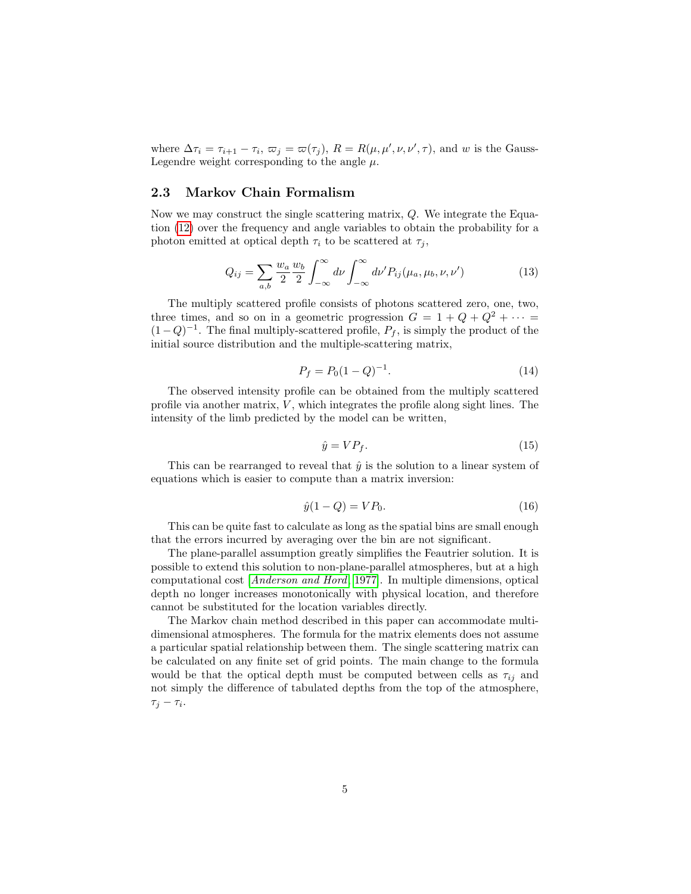where $\Delta\tau_i = \tau_{i+1} - \tau_i$, $\varpi_j = \varpi(\tau_j)$, $R = R(\mu, \mu', \nu, \nu', \tau)$, and $w$ is the Gauss-Legendre weight corresponding to the angle $\mu$.

## 2.3 Markov Chain Formalism

Now we may construct the single scattering matrix, $Q$. We integrate the Equation (12) over the frequency and angle variables to obtain the probability for a photon emitted at optical depth $\tau_i$ to be scattered at $\tau_j$,

$$Q_{ij} = \sum_{a,b} \frac{w_a}{2} \frac{w_b}{2} \int_{-\infty}^{\infty} d\nu \int_{-\infty}^{\infty} d\nu' P_{ij}(\mu_a, \mu_b, \nu, \nu') \tag{13}$$

The multiply scattered profile consists of photons scattered zero, one, two, three times, and so on in a geometric progression $G = 1 + Q + Q^2 + \cdots = (1-Q)^{-1}$. The final multiply-scattered profile, $P_f$, is simply the product of the initial source distribution and the multiple-scattering matrix,

$$P_f = P_0(1-Q)^{-1}. \tag{14}$$

The observed intensity profile can be obtained from the multiply scattered profile via another matrix, $V$, which integrates the profile along sight lines. The intensity of the limb predicted by the model can be written,

$$\hat{y} = V P_f. \tag{15}$$

This can be rearranged to reveal that $\hat{y}$ is the solution to a linear system of equations which is easier to compute than a matrix inversion:

$$\hat{y}(1-Q) = V P_0. \tag{16}$$

This can be quite fast to calculate as long as the spatial bins are small enough that the errors incurred by averaging over the bin are not significant.

The plane-parallel assumption greatly simplifies the Feautrier solution. It is possible to extend this solution to non-plane-parallel atmospheres, but at a high computational cost [*Anderson and Hord*, 1977]. In multiple dimensions, optical depth no longer increases monotonically with physical location, and therefore cannot be substituted for the location variables directly.

The Markov chain method described in this paper can accommodate multi-dimensional atmospheres. The formula for the matrix elements does not assume a particular spatial relationship between them. The single scattering matrix can be calculated on any finite set of grid points. The main change to the formula would be that the optical depth must be computed between cells as $\tau_{ij}$ and not simply the difference of tabulated depths from the top of the atmosphere, $\tau_j - \tau_i$.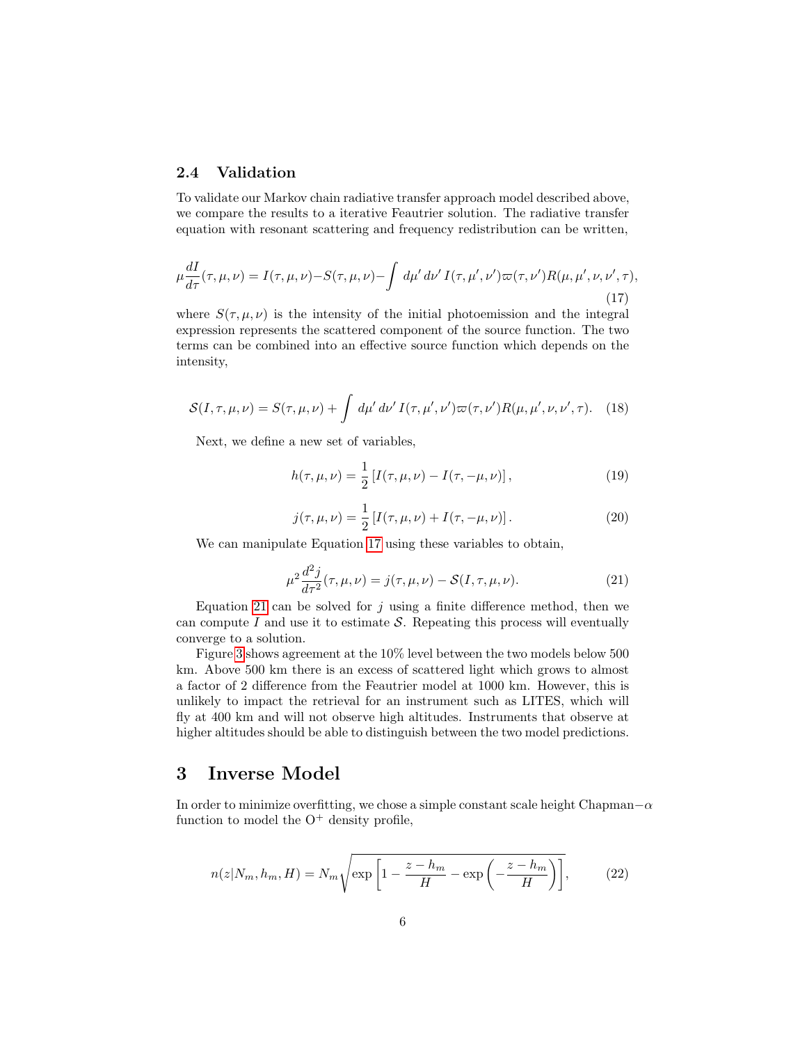### 2.4 Validation

To validate our Markov chain radiative transfer approach model described above, we compare the results to a iterative Feautrier solution. The radiative transfer equation with resonant scattering and frequency redistribution can be written,

$$\mu \frac{dI}{d\tau}(\tau, \mu, \nu) = I(\tau, \mu, \nu) - S(\tau, \mu, \nu) - \int d\mu' \, d\nu' \, I(\tau, \mu', \nu') \varpi(\tau, \nu') R(\mu, \mu', \nu, \nu', \tau), \tag{17}$$

where $S(\tau, \mu, \nu)$ is the intensity of the initial photoemission and the integral expression represents the scattered component of the source function. The two terms can be combined into an effective source function which depends on the intensity,

$$\mathcal{S}(I, \tau, \mu, \nu) = S(\tau, \mu, \nu) + \int d\mu' \, d\nu' \, I(\tau, \mu', \nu') \varpi(\tau, \nu') R(\mu, \mu', \nu, \nu', \tau). \tag{18}$$

Next, we define a new set of variables,

$$h(\tau, \mu, \nu) = \frac{1}{2} \left[ I(\tau, \mu, \nu) - I(\tau, -\mu, \nu) \right], \tag{19}$$

$$j(\tau, \mu, \nu) = \frac{1}{2} \left[ I(\tau, \mu, \nu) + I(\tau, -\mu, \nu) \right]. \tag{20}$$

We can manipulate Equation 17 using these variables to obtain,

$$\mu^2 \frac{d^2 j}{d\tau^2}(\tau, \mu, \nu) = j(\tau, \mu, \nu) - \mathcal{S}(I, \tau, \mu, \nu). \tag{21}$$

Equation 21 can be solved for $j$ using a finite difference method, then we can compute $I$ and use it to estimate $\mathcal{S}$. Repeating this process will eventually converge to a solution.

Figure 3 shows agreement at the 10% level between the two models below 500 km. Above 500 km there is an excess of scattered light which grows to almost a factor of 2 difference from the Feautrier model at 1000 km. However, this is unlikely to impact the retrieval for an instrument such as LITES, which will fly at 400 km and will not observe high altitudes. Instruments that observe at higher altitudes should be able to distinguish between the two model predictions.

# 3 Inverse Model

In order to minimize overfitting, we chose a simple constant scale height Chapman$-\alpha$ function to model the $O^+$ density profile,

$$n(z|N_m, h_m, H) = N_m \sqrt{\exp\left[1 - \frac{z - h_m}{H} - \exp\left(-\frac{z - h_m}{H}\right)\right]}, \tag{22}$$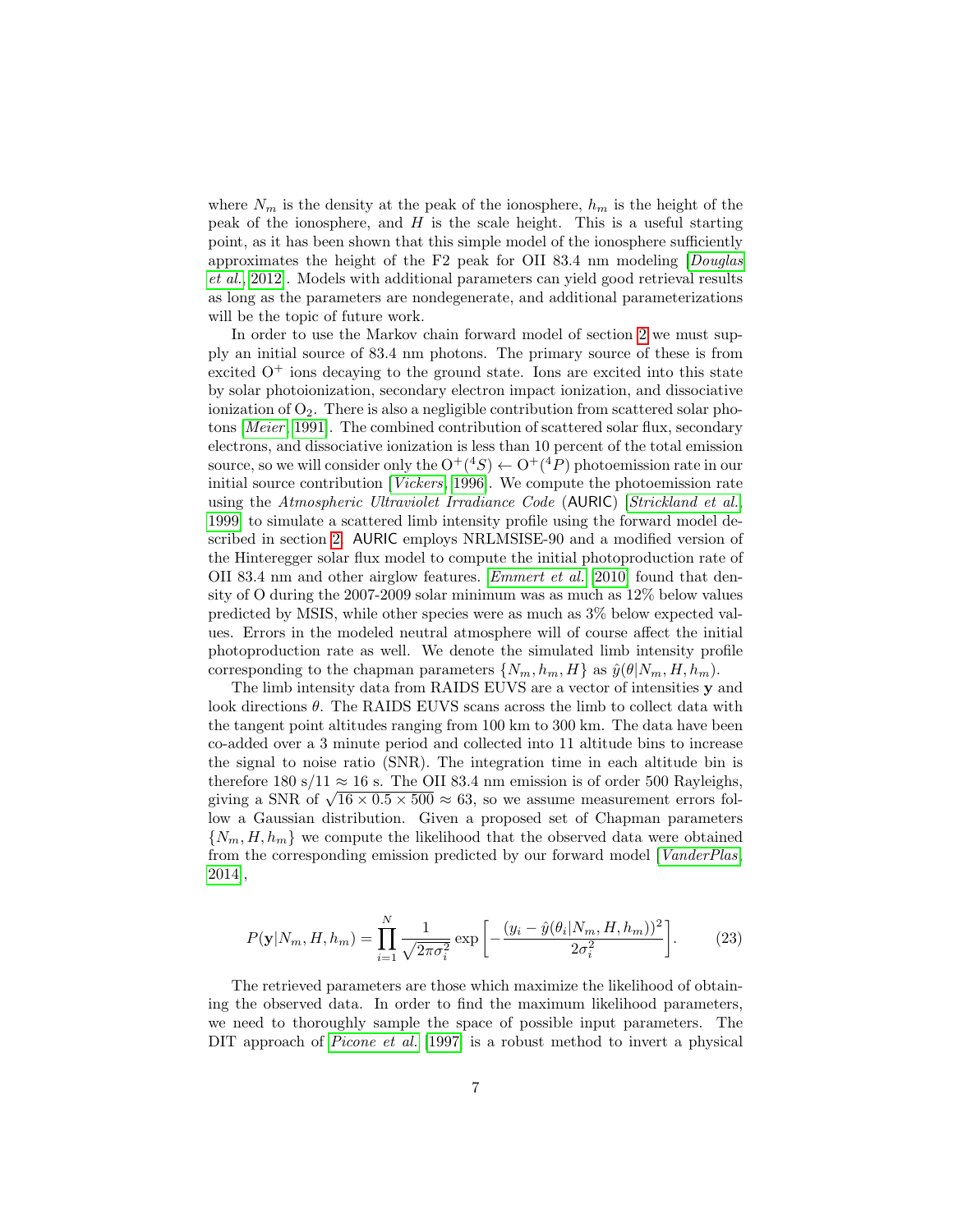where $N_m$ is the density at the peak of the ionosphere, $h_m$ is the height of the peak of the ionosphere, and $H$ is the scale height. This is a useful starting point, as it has been shown that this simple model of the ionosphere sufficiently approximates the height of the F2 peak for OII 83.4 nm modeling [*Douglas et al.*, 2012]. Models with additional parameters can yield good retrieval results as long as the parameters are nondegenerate, and additional parameterizations will be the topic of future work.

In order to use the Markov chain forward model of section 2 we must supply an initial source of 83.4 nm photons. The primary source of these is from excited $O^+$ ions decaying to the ground state. Ions are excited into this state by solar photoionization, secondary electron impact ionization, and dissociative ionization of $O_2$. There is also a negligible contribution from scattered solar photons [*Meier*, 1991]. The combined contribution of scattered solar flux, secondary electrons, and dissociative ionization is less than 10 percent of the total emission source, so we will consider only the $O^+(^4S) \leftarrow O^+(^4P)$ photoemission rate in our initial source contribution [*Vickers*, 1996]. We compute the photoemission rate using the *Atmospheric Ultraviolet Irradiance Code* (AURIC) [*Strickland et al.*, 1999] to simulate a scattered limb intensity profile using the forward model described in section 2. AURIC employs NRLMSISE-90 and a modified version of the Hinteregger solar flux model to compute the initial photoproduction rate of OII 83.4 nm and other airglow features. *Emmert et al.* [2010] found that density of O during the 2007-2009 solar minimum was as much as 12% below values predicted by MSIS, while other species were as much as 3% below expected values. Errors in the modeled neutral atmosphere will of course affect the initial photoproduction rate as well. We denote the simulated limb intensity profile corresponding to the chapman parameters $\{N_m, h_m, H\}$ as $\hat{y}(\theta|N_m, H, h_m)$.

The limb intensity data from RAIDS EUVS are a vector of intensities $\mathbf{y}$ and look directions $\theta$. The RAIDS EUVS scans across the limb to collect data with the tangent point altitudes ranging from 100 km to 300 km. The data have been co-added over a 3 minute period and collected into 11 altitude bins to increase the signal to noise ratio (SNR). The integration time in each altitude bin is therefore 180 s/11 $\approx$ 16 s. The OII 83.4 nm emission is of order 500 Rayleighs, giving a SNR of $\sqrt{16 \times 0.5 \times 500} \approx 63$, so we assume measurement errors follow a Gaussian distribution. Given a proposed set of Chapman parameters $\{N_m, H, h_m\}$ we compute the likelihood that the observed data were obtained from the corresponding emission predicted by our forward model [*VanderPlas*, 2014],

$$P(\mathbf{y}|N_m, H, h_m) = \prod_{i=1}^{N} \frac{1}{\sqrt{2\pi\sigma_i^2}} \exp\left[-\frac{(y_i - \hat{y}(\theta_i|N_m, H, h_m))^2}{2\sigma_i^2}\right]. \tag{23}$$

The retrieved parameters are those which maximize the likelihood of obtaining the observed data. In order to find the maximum likelihood parameters, we need to thoroughly sample the space of possible input parameters. The DIT approach of *Picone et al.* [1997] is a robust method to invert a physical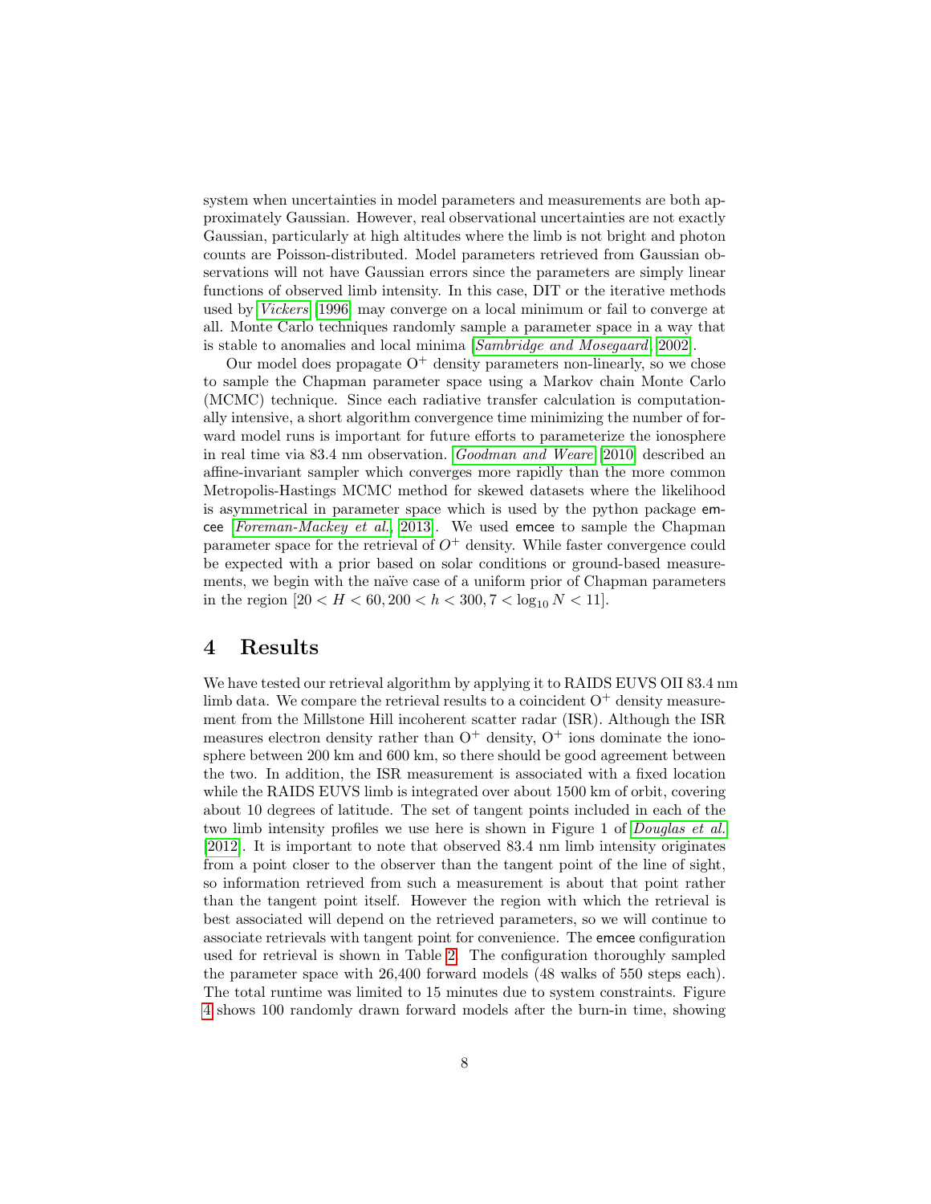system when uncertainties in model parameters and measurements are both approximately Gaussian. However, real observational uncertainties are not exactly Gaussian, particularly at high altitudes where the limb is not bright and photon counts are Poisson-distributed. Model parameters retrieved from Gaussian observations will not have Gaussian errors since the parameters are simply linear functions of observed limb intensity. In this case, DIT or the iterative methods used by [*Vickers*, 1996] may converge on a local minimum or fail to converge at all. Monte Carlo techniques randomly sample a parameter space in a way that is stable to anomalies and local minima [*Sambridge and Mosegaard*, 2002].

Our model does propagate $O^+$ density parameters non-linearly, so we chose to sample the Chapman parameter space using a Markov chain Monte Carlo (MCMC) technique. Since each radiative transfer calculation is computationally intensive, a short algorithm convergence time minimizing the number of forward model runs is important for future efforts to parameterize the ionosphere in real time via 83.4 nm observation. *Goodman and Weare* [2010] described an affine-invariant sampler which converges more rapidly than the more common Metropolis-Hastings MCMC method for skewed datasets where the likelihood is asymmetrical in parameter space which is used by the python package emcee [*Foreman-Mackey et al.*, 2013]. We used emcee to sample the Chapman parameter space for the retrieval of $O^+$ density. While faster convergence could be expected with a prior based on solar conditions or ground-based measurements, we begin with the naïve case of a uniform prior of Chapman parameters in the region $[20 < H < 60, 200 < h < 300, 7 < \log_{10} N < 11]$.

# 4 Results

We have tested our retrieval algorithm by applying it to RAIDS EUVS OII 83.4 nm limb data. We compare the retrieval results to a coincident $O^+$ density measurement from the Millstone Hill incoherent scatter radar (ISR). Although the ISR measures electron density rather than $O^+$ density, $O^+$ ions dominate the ionosphere between 200 km and 600 km, so there should be good agreement between the two. In addition, the ISR measurement is associated with a fixed location while the RAIDS EUVS limb is integrated over about 1500 km of orbit, covering about 10 degrees of latitude. The set of tangent points included in each of the two limb intensity profiles we use here is shown in Figure 1 of [*Douglas et al.*, 2012]. It is important to note that observed 83.4 nm limb intensity originates from a point closer to the observer than the tangent point of the line of sight, so information retrieved from such a measurement is about that point rather than the tangent point itself. However the region with which the retrieval is best associated will depend on the retrieved parameters, so we will continue to associate retrievals with tangent point for convenience. The emcee configuration used for retrieval is shown in Table 2. The configuration thoroughly sampled the parameter space with 26,400 forward models (48 walks of 550 steps each). The total runtime was limited to 15 minutes due to system constraints. Figure 4 shows 100 randomly drawn forward models after the burn-in time, showing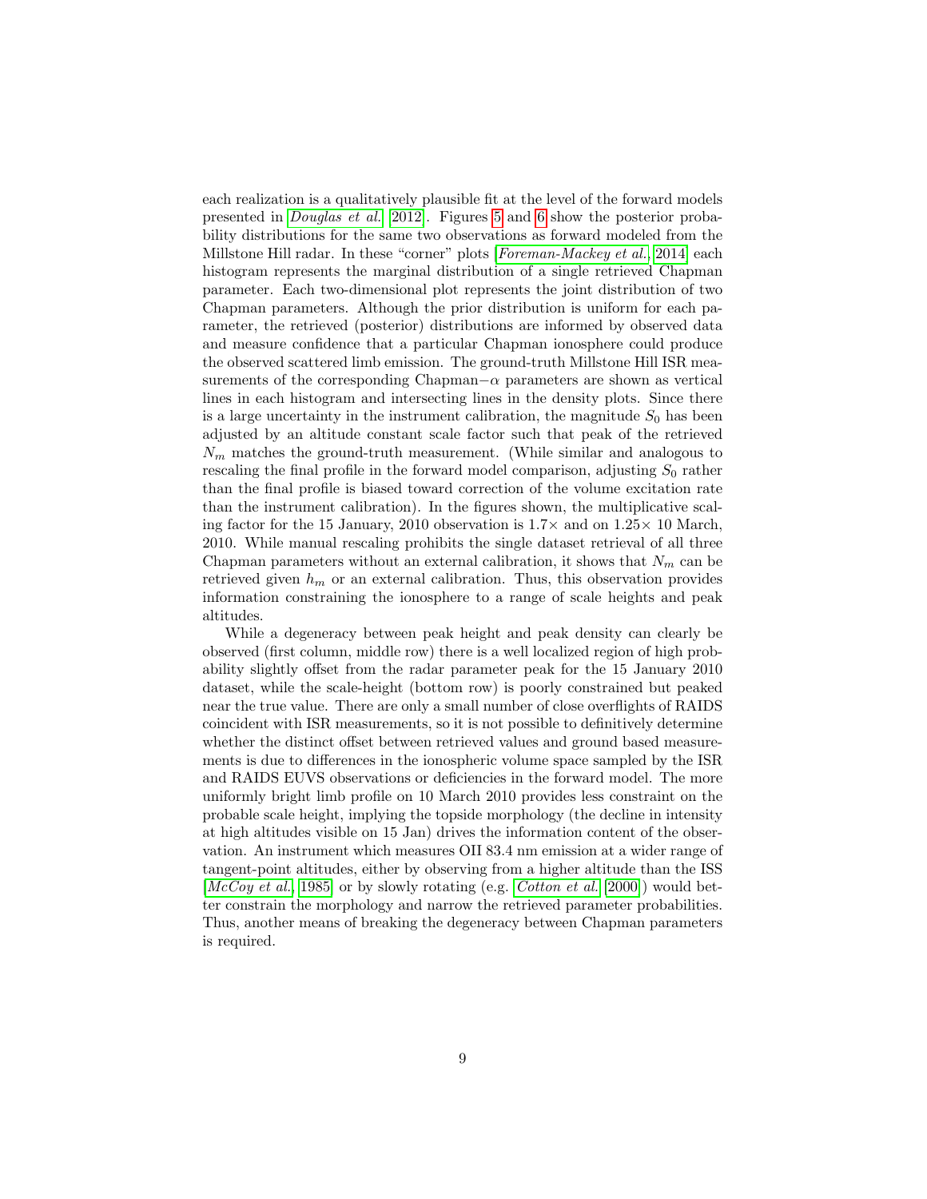each realization is a qualitatively plausible fit at the level of the forward models presented in [*Douglas et al.*, 2012]. Figures 5 and 6 show the posterior probability distributions for the same two observations as forward modeled from the Millstone Hill radar. In these "corner" plots [*Foreman-Mackey et al.*, 2014] each histogram represents the marginal distribution of a single retrieved Chapman parameter. Each two-dimensional plot represents the joint distribution of two Chapman parameters. Although the prior distribution is uniform for each parameter, the retrieved (posterior) distributions are informed by observed data and measure confidence that a particular Chapman ionosphere could produce the observed scattered limb emission. The ground-truth Millstone Hill ISR measurements of the corresponding Chapman$-\alpha$ parameters are shown as vertical lines in each histogram and intersecting lines in the density plots. Since there is a large uncertainty in the instrument calibration, the magnitude $S_0$ has been adjusted by an altitude constant scale factor such that peak of the retrieved $N_m$ matches the ground-truth measurement. (While similar and analogous to rescaling the final profile in the forward model comparison, adjusting $S_0$ rather than the final profile is biased toward correction of the volume excitation rate than the instrument calibration). In the figures shown, the multiplicative scaling factor for the 15 January, 2010 observation is $1.7\times$ and on $1.25\times$ 10 March, 2010. While manual rescaling prohibits the single dataset retrieval of all three Chapman parameters without an external calibration, it shows that $N_m$ can be retrieved given $h_m$ or an external calibration. Thus, this observation provides information constraining the ionosphere to a range of scale heights and peak altitudes.

While a degeneracy between peak height and peak density can clearly be observed (first column, middle row) there is a well localized region of high probability slightly offset from the radar parameter peak for the 15 January 2010 dataset, while the scale-height (bottom row) is poorly constrained but peaked near the true value. There are only a small number of close overflights of RAIDS coincident with ISR measurements, so it is not possible to definitively determine whether the distinct offset between retrieved values and ground based measurements is due to differences in the ionospheric volume space sampled by the ISR and RAIDS EUVS observations or deficiencies in the forward model. The more uniformly bright limb profile on 10 March 2010 provides less constraint on the probable scale height, implying the topside morphology (the decline in intensity at high altitudes visible on 15 Jan) drives the information content of the observation. An instrument which measures OII 83.4 nm emission at a wider range of tangent-point altitudes, either by observing from a higher altitude than the ISS [*McCoy et al.*, 1985] or by slowly rotating (e.g. *Cotton et al.* [2000]) would better constrain the morphology and narrow the retrieved parameter probabilities. Thus, another means of breaking the degeneracy between Chapman parameters is required.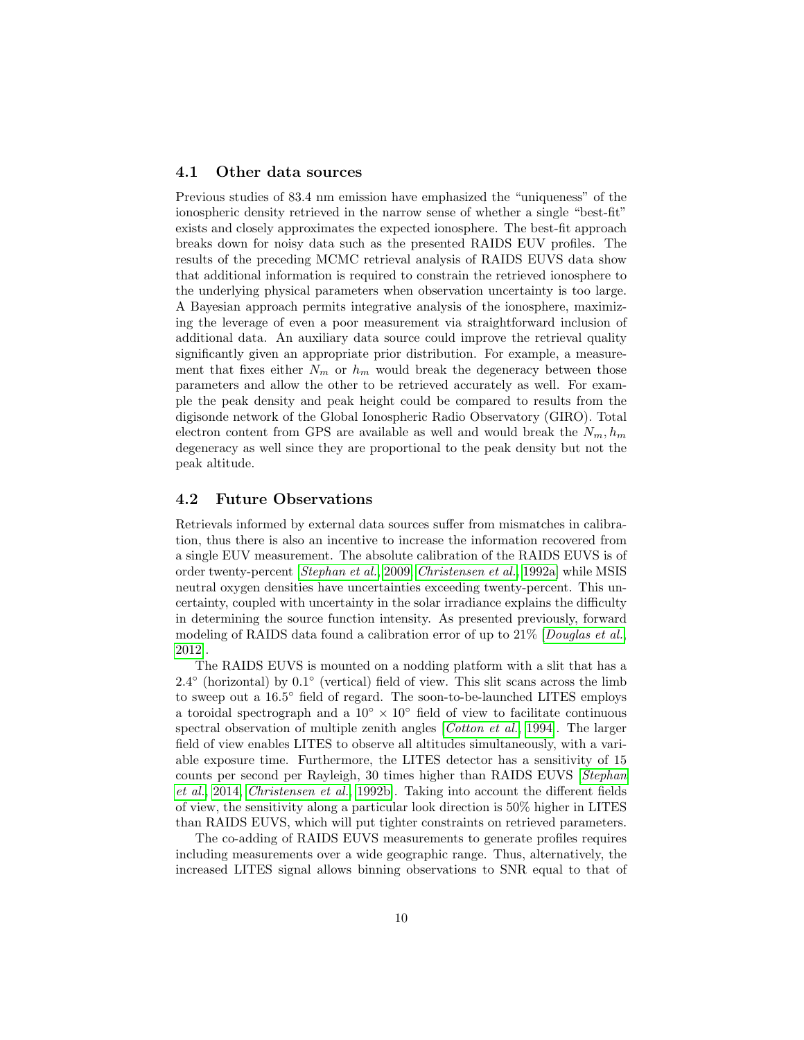## 4.1 Other data sources

Previous studies of 83.4 nm emission have emphasized the "uniqueness" of the ionospheric density retrieved in the narrow sense of whether a single "best-fit" exists and closely approximates the expected ionosphere. The best-fit approach breaks down for noisy data such as the presented RAIDS EUV profiles. The results of the preceding MCMC retrieval analysis of RAIDS EUVS data show that additional information is required to constrain the retrieved ionosphere to the underlying physical parameters when observation uncertainty is too large. A Bayesian approach permits integrative analysis of the ionosphere, maximizing the leverage of even a poor measurement via straightforward inclusion of additional data. An auxiliary data source could improve the retrieval quality significantly given an appropriate prior distribution. For example, a measurement that fixes either $N_m$ or $h_m$ would break the degeneracy between those parameters and allow the other to be retrieved accurately as well. For example the peak density and peak height could be compared to results from the digisonde network of the Global Ionospheric Radio Observatory (GIRO). Total electron content from GPS are available as well and would break the $N_m, h_m$ degeneracy as well since they are proportional to the peak density but not the peak altitude.

## 4.2 Future Observations

Retrievals informed by external data sources suffer from mismatches in calibration, thus there is also an incentive to increase the information recovered from a single EUV measurement. The absolute calibration of the RAIDS EUVS is of order twenty-percent [*Stephan et al.*, 2009; *Christensen et al.*, 1992a] while MSIS neutral oxygen densities have uncertainties exceeding twenty-percent. This uncertainty, coupled with uncertainty in the solar irradiance explains the difficulty in determining the source function intensity. As presented previously, forward modeling of RAIDS data found a calibration error of up to 21% [*Douglas et al.*, 2012].

The RAIDS EUVS is mounted on a nodding platform with a slit that has a 2.4° (horizontal) by 0.1° (vertical) field of view. This slit scans across the limb to sweep out a 16.5° field of regard. The soon-to-be-launched LITES employs a toroidal spectrograph and a 10° × 10° field of view to facilitate continuous spectral observation of multiple zenith angles [*Cotton et al.*, 1994]. The larger field of view enables LITES to observe all altitudes simultaneously, with a variable exposure time. Furthermore, the LITES detector has a sensitivity of 15 counts per second per Rayleigh, 30 times higher than RAIDS EUVS [*Stephan et al.*, 2014; *Christensen et al.*, 1992b]. Taking into account the different fields of view, the sensitivity along a particular look direction is 50% higher in LITES than RAIDS EUVS, which will put tighter constraints on retrieved parameters.

The co-adding of RAIDS EUVS measurements to generate profiles requires including measurements over a wide geographic range. Thus, alternatively, the increased LITES signal allows binning observations to SNR equal to that of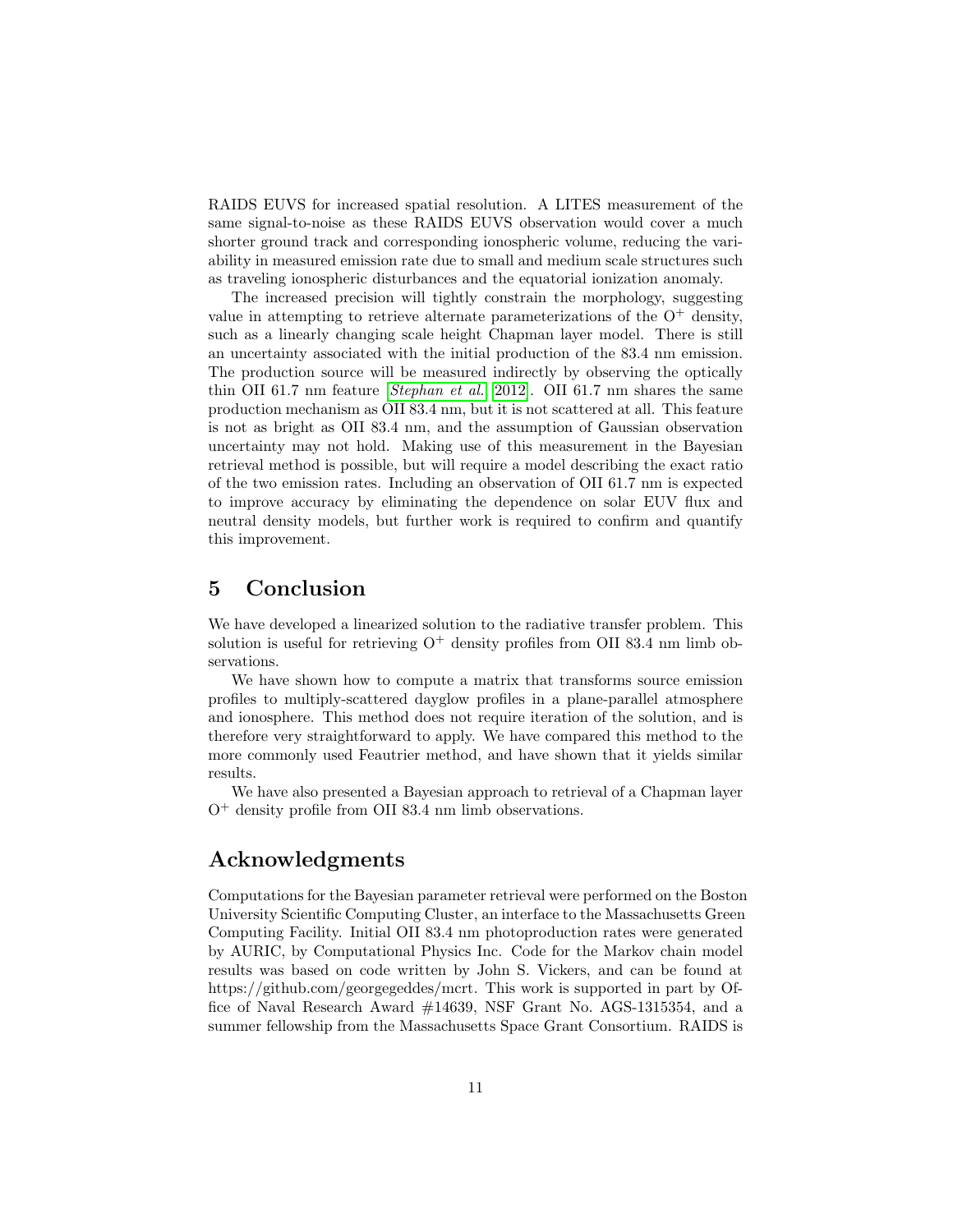RAIDS EUVS for increased spatial resolution. A LITES measurement of the same signal-to-noise as these RAIDS EUVS observation would cover a much shorter ground track and corresponding ionospheric volume, reducing the variability in measured emission rate due to small and medium scale structures such as traveling ionospheric disturbances and the equatorial ionization anomaly.

The increased precision will tightly constrain the morphology, suggesting value in attempting to retrieve alternate parameterizations of the $O^+$ density, such as a linearly changing scale height Chapman layer model. There is still an uncertainty associated with the initial production of the 83.4 nm emission. The production source will be measured indirectly by observing the optically thin OII 61.7 nm feature [*Stephan et al.* 2012]. OII 61.7 nm shares the same production mechanism as OII 83.4 nm, but it is not scattered at all. This feature is not as bright as OII 83.4 nm, and the assumption of Gaussian observation uncertainty may not hold. Making use of this measurement in the Bayesian retrieval method is possible, but will require a model describing the exact ratio of the two emission rates. Including an observation of OII 61.7 nm is expected to improve accuracy by eliminating the dependence on solar EUV flux and neutral density models, but further work is required to confirm and quantify this improvement.

## 5 Conclusion

We have developed a linearized solution to the radiative transfer problem. This solution is useful for retrieving $O^+$ density profiles from OII 83.4 nm limb observations.

We have shown how to compute a matrix that transforms source emission profiles to multiply-scattered dayglow profiles in a plane-parallel atmosphere and ionosphere. This method does not require iteration of the solution, and is therefore very straightforward to apply. We have compared this method to the more commonly used Feautrier method, and have shown that it yields similar results.

We have also presented a Bayesian approach to retrieval of a Chapman layer $O^+$ density profile from OII 83.4 nm limb observations.

## Acknowledgments

Computations for the Bayesian parameter retrieval were performed on the Boston University Scientific Computing Cluster, an interface to the Massachusetts Green Computing Facility. Initial OII 83.4 nm photoproduction rates were generated by AURIC, by Computational Physics Inc. Code for the Markov chain model results was based on code written by John S. Vickers, and can be found at https://github.com/georgegeddes/mcrt. This work is supported in part by Office of Naval Research Award #14639, NSF Grant No. AGS-1315354, and a summer fellowship from the Massachusetts Space Grant Consortium. RAIDS is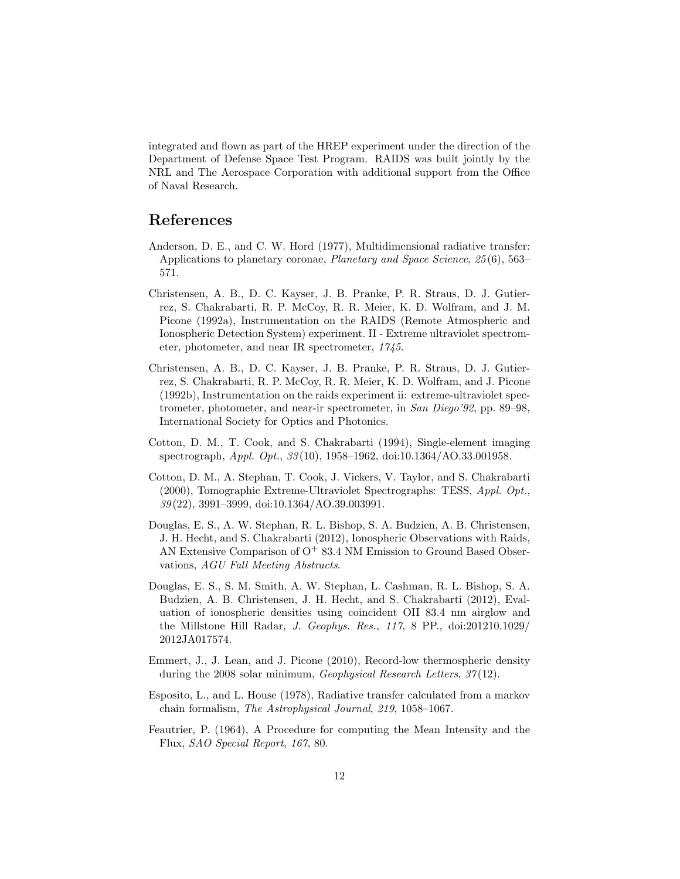integrated and flown as part of the HREP experiment under the direction of the Department of Defense Space Test Program. RAIDS was built jointly by the NRL and The Aerospace Corporation with additional support from the Office of Naval Research.

## References

Anderson, D. E., and C. W. Hord (1977), Multidimensional radiative transfer: Applications to planetary coronae, *Planetary and Space Science*, *25*(6), 563–571.

Christensen, A. B., D. C. Kayser, J. B. Pranke, P. R. Straus, D. J. Gutierrez, S. Chakrabarti, R. P. McCoy, R. R. Meier, K. D. Wolfram, and J. M. Picone (1992a), Instrumentation on the RAIDS (Remote Atmospheric and Ionospheric Detection System) experiment. II - Extreme ultraviolet spectrometer, photometer, and near IR spectrometer, *1745*.

Christensen, A. B., D. C. Kayser, J. B. Pranke, P. R. Straus, D. J. Gutierrez, S. Chakrabarti, R. P. McCoy, R. R. Meier, K. D. Wolfram, and J. Picone (1992b), Instrumentation on the raids experiment ii: extreme-ultraviolet spectrometer, photometer, and near-ir spectrometer, in *San Diego'92*, pp. 89–98, International Society for Optics and Photonics.

Cotton, D. M., T. Cook, and S. Chakrabarti (1994), Single-element imaging spectrograph, *Appl. Opt.*, *33*(10), 1958–1962, doi:10.1364/AO.33.001958.

Cotton, D. M., A. Stephan, T. Cook, J. Vickers, V. Taylor, and S. Chakrabarti (2000), Tomographic Extreme-Ultraviolet Spectrographs: TESS, *Appl. Opt.*, *39*(22), 3991–3999, doi:10.1364/AO.39.003991.

Douglas, E. S., A. W. Stephan, R. L. Bishop, S. A. Budzien, A. B. Christensen, J. H. Hecht, and S. Chakrabarti (2012), Ionospheric Observations with Raids, AN Extensive Comparison of $O^+$ 83.4 NM Emission to Ground Based Observations, *AGU Fall Meeting Abstracts*.

Douglas, E. S., S. M. Smith, A. W. Stephan, L. Cashman, R. L. Bishop, S. A. Budzien, A. B. Christensen, J. H. Hecht, and S. Chakrabarti (2012), Evaluation of ionospheric densities using coincident OII 83.4 nm airglow and the Millstone Hill Radar, *J. Geophys. Res.*, *117*, 8 PP., doi:201210.1029/2012JA017574.

Emmert, J., J. Lean, and J. Picone (2010), Record-low thermospheric density during the 2008 solar minimum, *Geophysical Research Letters*, *37*(12).

Esposito, L., and L. House (1978), Radiative transfer calculated from a markov chain formalism, *The Astrophysical Journal*, *219*, 1058–1067.

Feautrier, P. (1964), A Procedure for computing the Mean Intensity and the Flux, *SAO Special Report*, *167*, 80.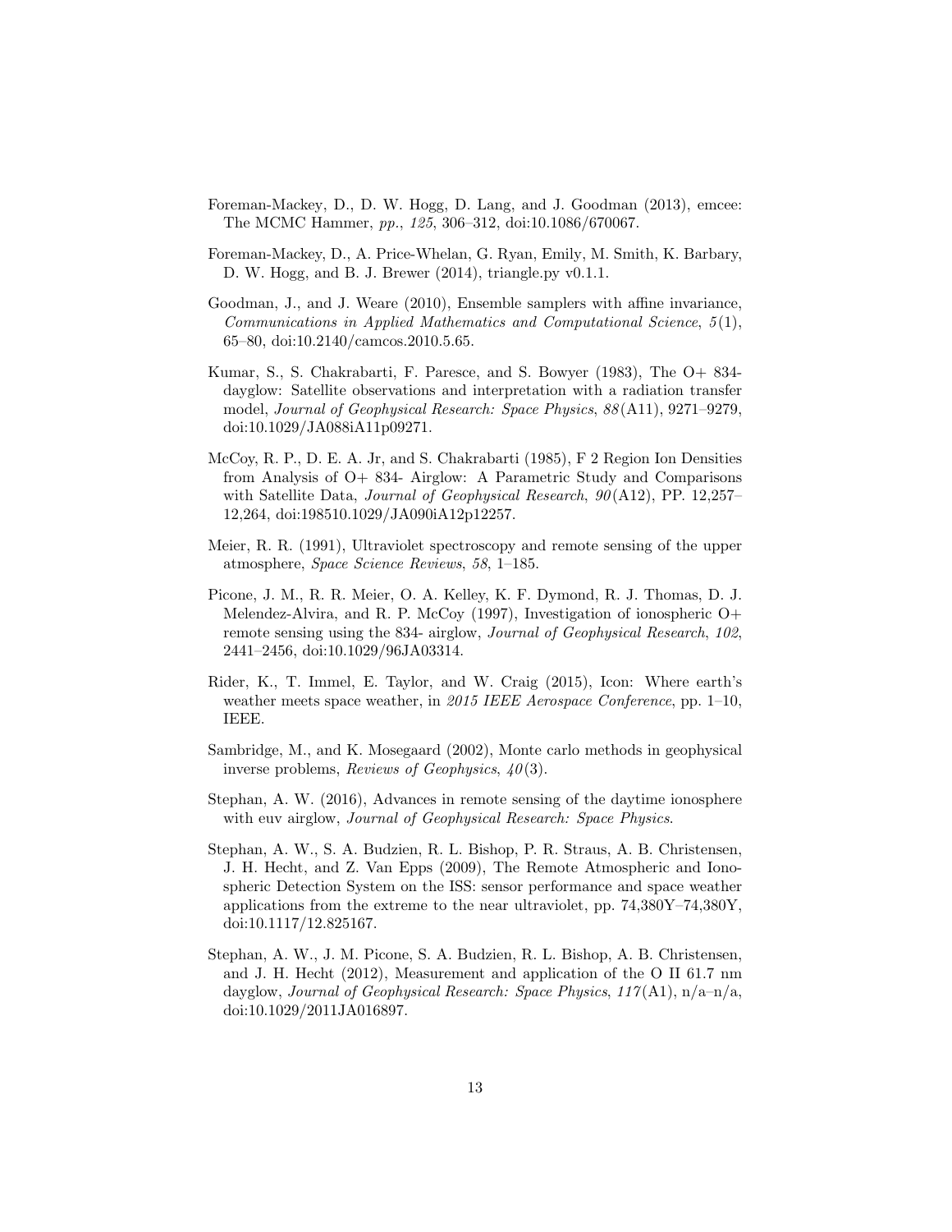Foreman-Mackey, D., D. W. Hogg, D. Lang, and J. Goodman (2013), emcee: The MCMC Hammer, *pp.*, *125*, 306–312, doi:10.1086/670067.

Foreman-Mackey, D., A. Price-Whelan, G. Ryan, Emily, M. Smith, K. Barbary, D. W. Hogg, and B. J. Brewer (2014), triangle.py v0.1.1.

Goodman, J., and J. Weare (2010), Ensemble samplers with affine invariance, *Communications in Applied Mathematics and Computational Science*, *5*(1), 65–80, doi:10.2140/camcos.2010.5.65.

Kumar, S., S. Chakrabarti, F. Paresce, and S. Bowyer (1983), The O+ 834- dayglow: Satellite observations and interpretation with a radiation transfer model, *Journal of Geophysical Research: Space Physics*, *88*(A11), 9271–9279, doi:10.1029/JA088iA11p09271.

McCoy, R. P., D. E. A. Jr, and S. Chakrabarti (1985), F 2 Region Ion Densities from Analysis of O+ 834- Airglow: A Parametric Study and Comparisons with Satellite Data, *Journal of Geophysical Research*, *90*(A12), PP. 12,257–12,264, doi:198510.1029/JA090iA12p12257.

Meier, R. R. (1991), Ultraviolet spectroscopy and remote sensing of the upper atmosphere, *Space Science Reviews*, *58*, 1–185.

Picone, J. M., R. R. Meier, O. A. Kelley, K. F. Dymond, R. J. Thomas, D. J. Melendez-Alvira, and R. P. McCoy (1997), Investigation of ionospheric O+ remote sensing using the 834- airglow, *Journal of Geophysical Research*, *102*, 2441–2456, doi:10.1029/96JA03314.

Rider, K., T. Immel, E. Taylor, and W. Craig (2015), Icon: Where earth's weather meets space weather, in *2015 IEEE Aerospace Conference*, pp. 1–10, IEEE.

Sambridge, M., and K. Mosegaard (2002), Monte carlo methods in geophysical inverse problems, *Reviews of Geophysics*, *40*(3).

Stephan, A. W. (2016), Advances in remote sensing of the daytime ionosphere with euv airglow, *Journal of Geophysical Research: Space Physics*.

Stephan, A. W., S. A. Budzien, R. L. Bishop, P. R. Straus, A. B. Christensen, J. H. Hecht, and Z. Van Epps (2009), The Remote Atmospheric and Ionospheric Detection System on the ISS: sensor performance and space weather applications from the extreme to the near ultraviolet, pp. 74,380Y–74,380Y, doi:10.1117/12.825167.

Stephan, A. W., J. M. Picone, S. A. Budzien, R. L. Bishop, A. B. Christensen, and J. H. Hecht (2012), Measurement and application of the O II 61.7 nm dayglow, *Journal of Geophysical Research: Space Physics*, *117*(A1), n/a–n/a, doi:10.1029/2011JA016897.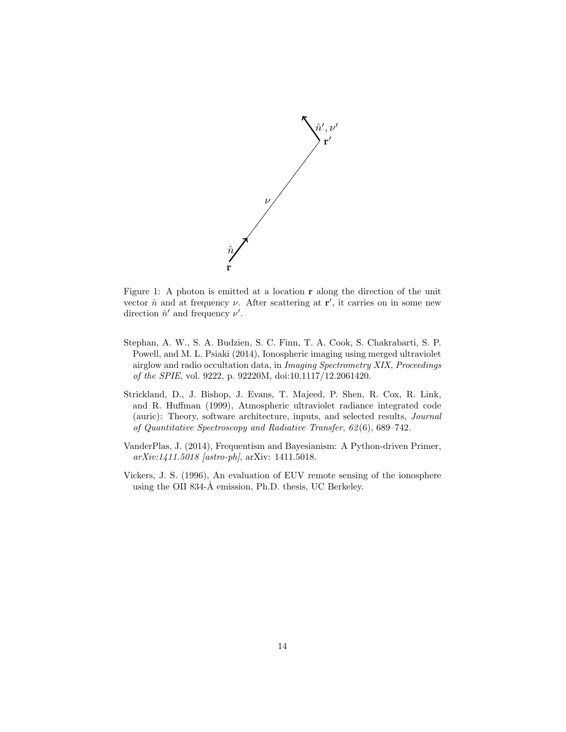Figure 1: A photon is emitted at a location $\mathbf{r}$ along the direction of the unit vector $\hat{n}$ and at frequency $\nu$. After scattering at $\mathbf{r}'$, it carries on in some new direction $\hat{n}'$ and frequency $\nu'$.

Stephan, A. W., S. A. Budzien, S. C. Finn, T. A. Cook, S. Chakrabarti, S. P. Powell, and M. L. Psiaki (2014), Ionospheric imaging using merged ultraviolet airglow and radio occultation data, in *Imaging Spectrometry XIX*, *Proceedings of the SPIE*, vol. 9222, p. 92220M, doi:10.1117/12.2061420.

Strickland, D., J. Bishop, J. Evans, T. Majeed, P. Shen, R. Cox, R. Link, and R. Huffman (1999), Atmospheric ultraviolet radiance integrated code (auric): Theory, software architecture, inputs, and selected results, *Journal of Quantitative Spectroscopy and Radiative Transfer*, *62*(6), 689–742.

VanderPlas, J. (2014), Frequentism and Bayesianism: A Python-driven Primer, *arXiv:1411.5018 [astro-ph]*, arXiv: 1411.5018.

Vickers, J. S. (1996), An evaluation of EUV remote sensing of the ionosphere using the OII 834-Å emission, Ph.D. thesis, UC Berkeley.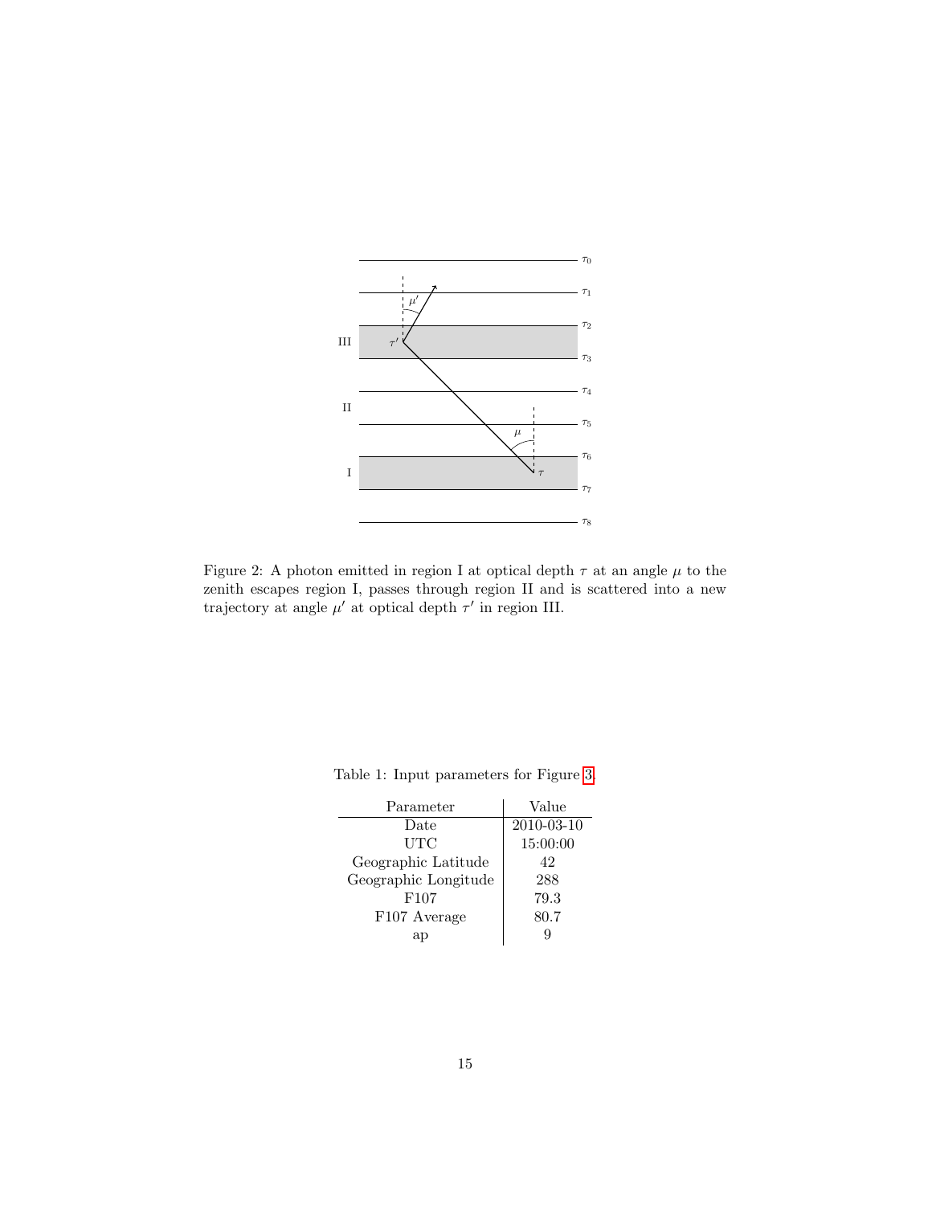Figure 2: A photon emitted in region I at optical depth $\tau$ at an angle $\mu$ to the zenith escapes region I, passes through region II and is scattered into a new trajectory at angle $\mu'$ at optical depth $\tau'$ in region III.

Table 1: Input parameters for Figure 3.

| Parameter | Value |
|---|---|
| Date | 2010-03-10 |
| UTC | 15:00:00 |
| Geographic Latitude | 42 |
| Geographic Longitude | 288 |
| F107 | 79.3 |
| F107 Average | 80.7 |
| ap | 9 |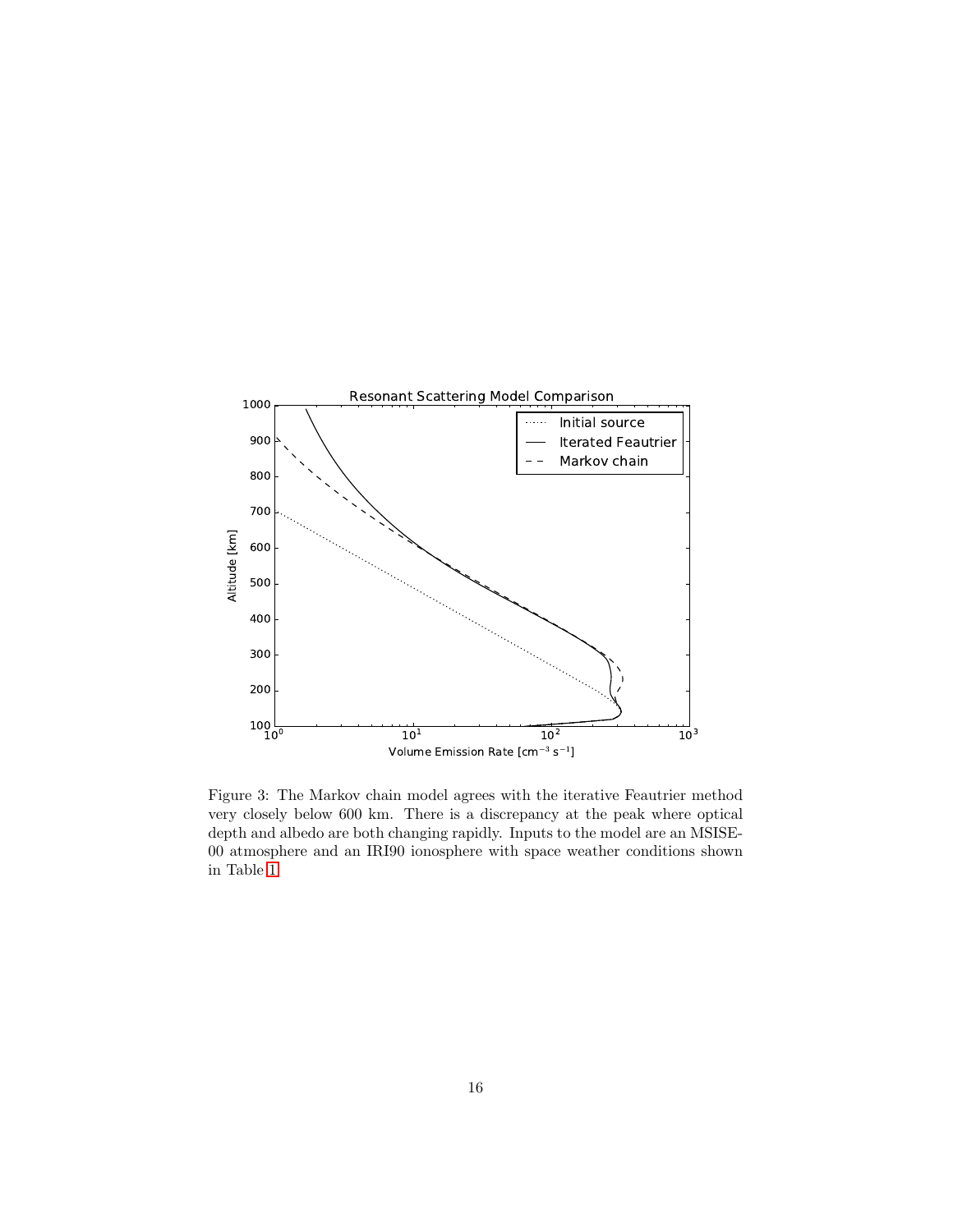Figure 3: The Markov chain model agrees with the iterative Feautrier method very closely below 600 km. There is a discrepancy at the peak where optical depth and albedo are both changing rapidly. Inputs to the model are an MSISE-00 atmosphere and an IRI90 ionosphere with space weather conditions shown in Table 1.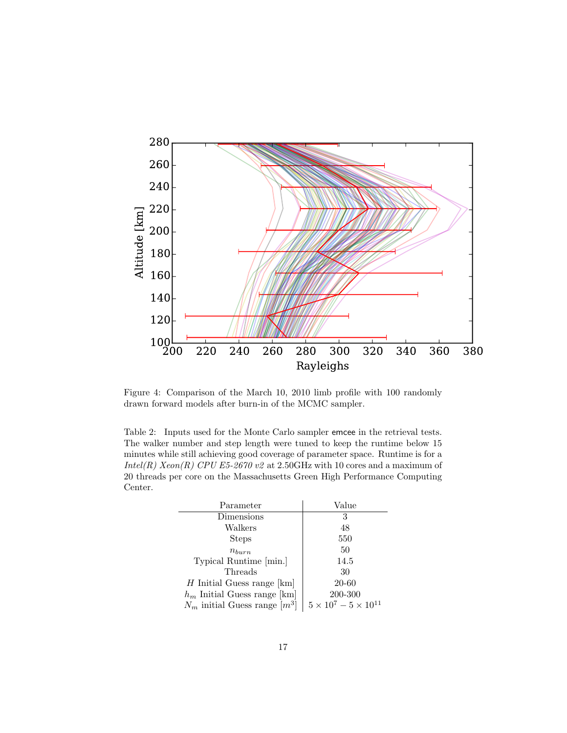Figure 4: Comparison of the March 10, 2010 limb profile with 100 randomly drawn forward models after burn-in of the MCMC sampler.

Table 2: Inputs used for the Monte Carlo sampler emcee in the retrieval tests. The walker number and step length were tuned to keep the runtime below 15 minutes while still achieving good coverage of parameter space. Runtime is for a *Intel(R) Xeon(R) CPU E5-2670 v2* at 2.50GHz with 10 cores and a maximum of 20 threads per core on the Massachusetts Green High Performance Computing Center.

| Parameter | Value |
|---|---|
| Dimensions | 3 |
| Walkers | 48 |
| Steps | 550 |
| $n_{burn}$ | 50 |
| Typical Runtime [min.] | 14.5 |
| Threads | 30 |
| $H$ Initial Guess range [km] | 20-60 |
| $h_m$ Initial Guess range [km] | 200-300 |
| $N_m$ initial Guess range [$m^3$] | $5 \times 10^7 - 5 \times 10^{11}$ |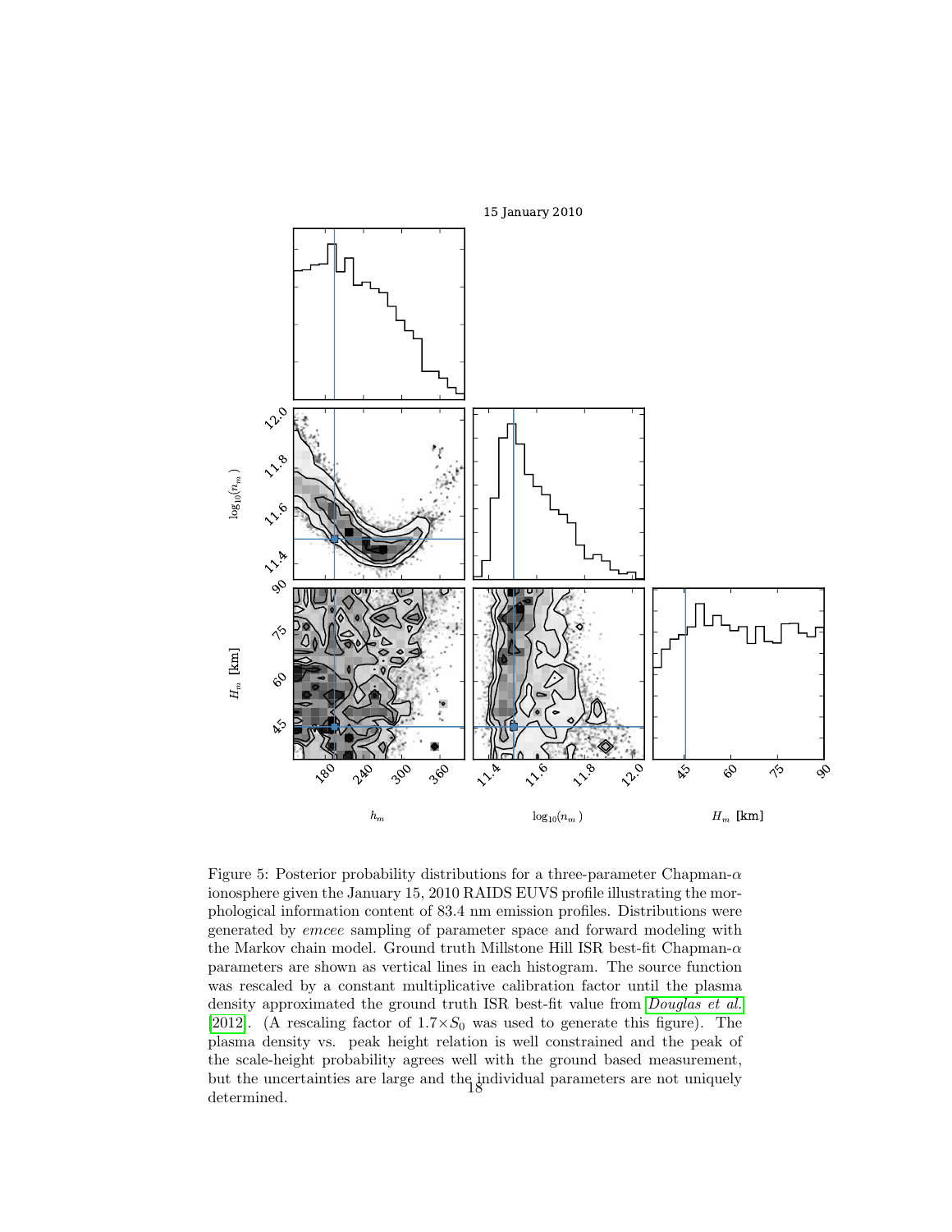15 January 2010

Figure 5: Posterior probability distributions for a three-parameter Chapman-$\alpha$ ionosphere given the January 15, 2010 RAIDS EUVS profile illustrating the morphological information content of 83.4 nm emission profiles. Distributions were generated by *emcee* sampling of parameter space and forward modeling with the Markov chain model. Ground truth Millstone Hill ISR best-fit Chapman-$\alpha$ parameters are shown as vertical lines in each histogram. The source function was rescaled by a constant multiplicative calibration factor until the plasma density approximated the ground truth ISR best-fit value from *Douglas et al.* [2012]. (A rescaling factor of $1.7\times S_0$ was used to generate this figure). The plasma density vs. peak height relation is well constrained and the peak of the scale-height probability agrees well with the ground based measurement, but the uncertainties are large and the individual parameters are not uniquely determined.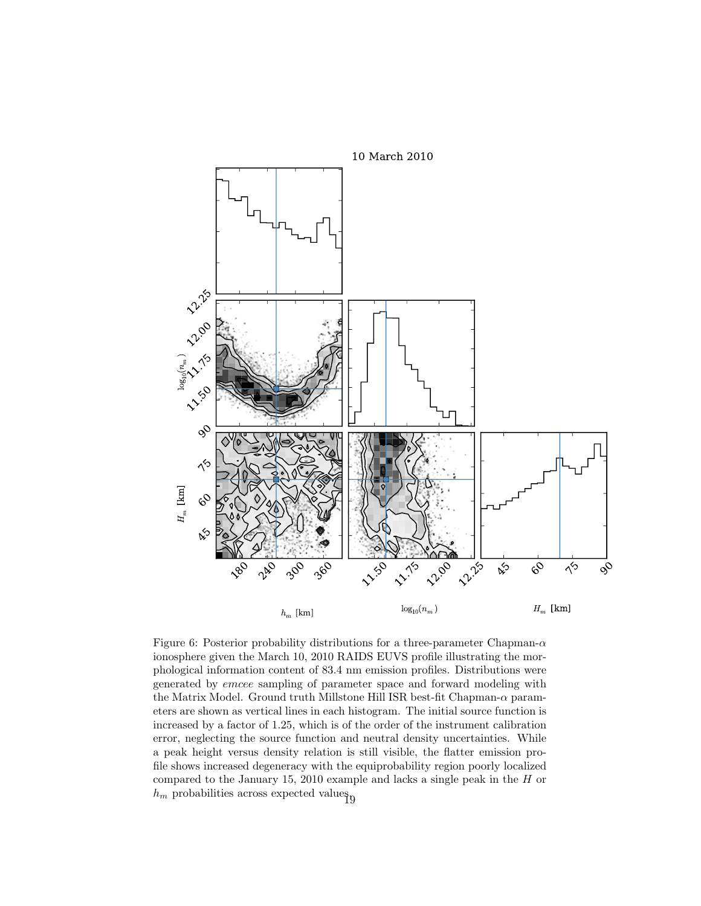10 March 2010

12.25

12.00

11.75

11.50

$\log_{10}(n_m)$

90

75

60

45

$H_m$ [km]

180

240

300

360

$h_m$ [km]

11.50

11.75

12.00

12.25

$\log_{10}(n_m)$

45

60

75

90

$H_m$ [km]

Figure 6: Posterior probability distributions for a three-parameter Chapman-$\alpha$ ionosphere given the March 10, 2010 RAIDS EUVS profile illustrating the morphological information content of 83.4 nm emission profiles. Distributions were generated by *emcee* sampling of parameter space and forward modeling with the Matrix Model. Ground truth Millstone Hill ISR best-fit Chapman-$\alpha$ parameters are shown as vertical lines in each histogram. The initial source function is increased by a factor of 1.25, which is of the order of the instrument calibration error, neglecting the source function and neutral density uncertainties. While a peak height versus density relation is still visible, the flatter emission profile shows increased degeneracy with the equiprobability region poorly localized compared to the January 15, 2010 example and lacks a single peak in the $H$ or $h_m$ probabilities across expected values.